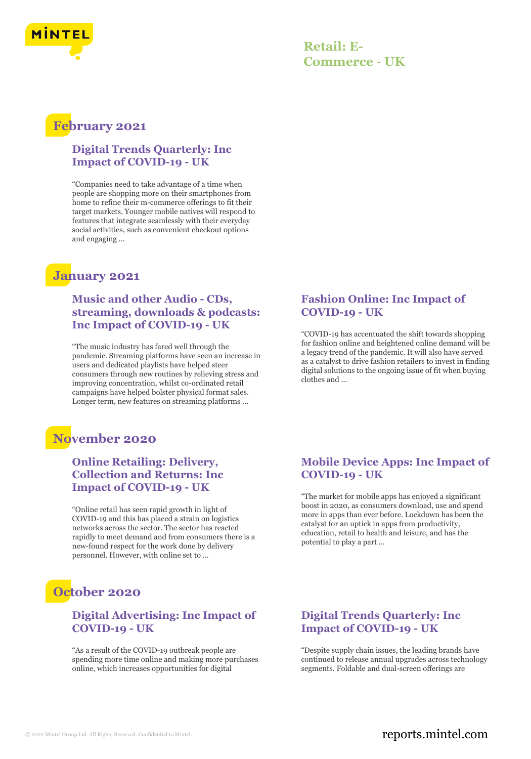# Retail: E-Commerce - UK

## February 2021

### Digital Trends Quarterly: Inc Impact of COVID-19 - UK

"Companies need to take advantage of a time when people are shopping more on their smartphones from home to refine their m-commerce offerings to fit their target markets. Younger mobile natives will respond to features that integrate seamlessly with their everyday social activities, such as convenient checkout options and engaging ...

## January 2021

### Music and other Audio - CDs, streaming, downloads & podcasts: Inc Impact of COVID-19 - UK

"The music industry has fared well through the pandemic. Streaming platforms have seen an increase in users and dedicated playlists have helped steer consumers through new routines by relieving stress and improving concentration, whilst co-ordinated retail campaigns have helped bolster physical format sales. Longer term, new features on streaming platforms ...

### Fashion Online: Inc Impact of COVID-19 - UK

"COVID-19 has accentuated the shift towards shopping for fashion online and heightened online demand will be a legacy trend of the pandemic. It will also have served as a catalyst to drive fashion retailers to invest in finding digital solutions to the ongoing issue of fit when buying clothes and ...

## November 2020

### Online Retailing: Delivery, Collection and Returns: Inc Impact of COVID-19 - UK

"Online retail has seen rapid growth in light of COVID-19 and this has placed a strain on logistics networks across the sector. The sector has reacted rapidly to meet demand and from consumers there is a new-found respect for the work done by delivery personnel. However, with online set to ...

### Mobile Device Apps: Inc Impact of COVID-19 - UK

"The market for mobile apps has enjoyed a significant boost in 2020, as consumers download, use and spend more in apps than ever before. Lockdown has been the catalyst for an uptick in apps from productivity, education, retail to health and leisure, and has the potential to play a part ...

## October 2020

### Digital Advertising: Inc Impact of COVID-19 - UK

"As a result of the COVID-19 outbreak people are spending more time online and making more purchases online, which increases opportunities for digital

### Digital Trends Quarterly: Inc Impact of COVID-19 - UK

"Despite supply chain issues, the leading brands have continued to release annual upgrades across technology segments. Foldable and dual-screen offerings are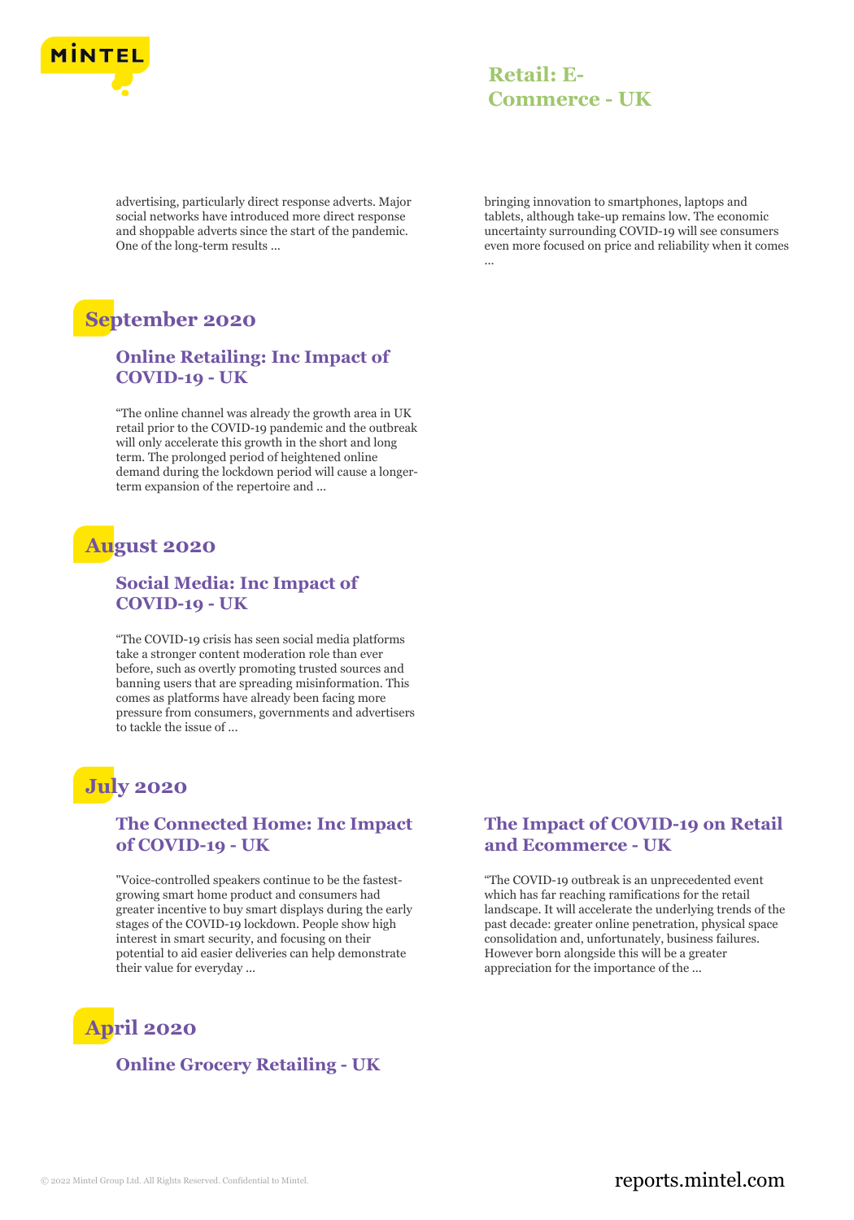advertising, particularly direct response adverts. Major social networks have introduced more direct response and shoppable adverts since the start of the pandemic. One of the long-term results ...

bringing innovation to smartphones, laptops and tablets, although take-up remains low. The economic uncertainty surrounding COVID-19 will see consumers even more focused on price and reliability when it comes ...

## September 2020

### Online Retailing: Inc Impact of COVID-19 - UK

"The online channel was already the growth area in UK retail prior to the COVID-19 pandemic and the outbreak will only accelerate this growth in the short and long term. The prolonged period of heightened online demand during the lockdown period will cause a longer-term expansion of the repertoire and ...

## August 2020

### Social Media: Inc Impact of COVID-19 - UK

"The COVID-19 crisis has seen social media platforms take a stronger content moderation role than ever before, such as overtly promoting trusted sources and banning users that are spreading misinformation. This comes as platforms have already been facing more pressure from consumers, governments and advertisers to tackle the issue of ...

## July 2020

### The Connected Home: Inc Impact of COVID-19 - UK

"Voice-controlled speakers continue to be the fastest-growing smart home product and consumers had greater incentive to buy smart displays during the early stages of the COVID-19 lockdown. People show high interest in smart security, and focusing on their potential to aid easier deliveries can help demonstrate their value for everyday ...

### The Impact of COVID-19 on Retail and Ecommerce - UK

"The COVID-19 outbreak is an unprecedented event which has far reaching ramifications for the retail landscape. It will accelerate the underlying trends of the past decade: greater online penetration, physical space consolidation and, unfortunately, business failures. However born alongside this will be a greater appreciation for the importance of the ...

## April 2020

### Online Grocery Retailing - UK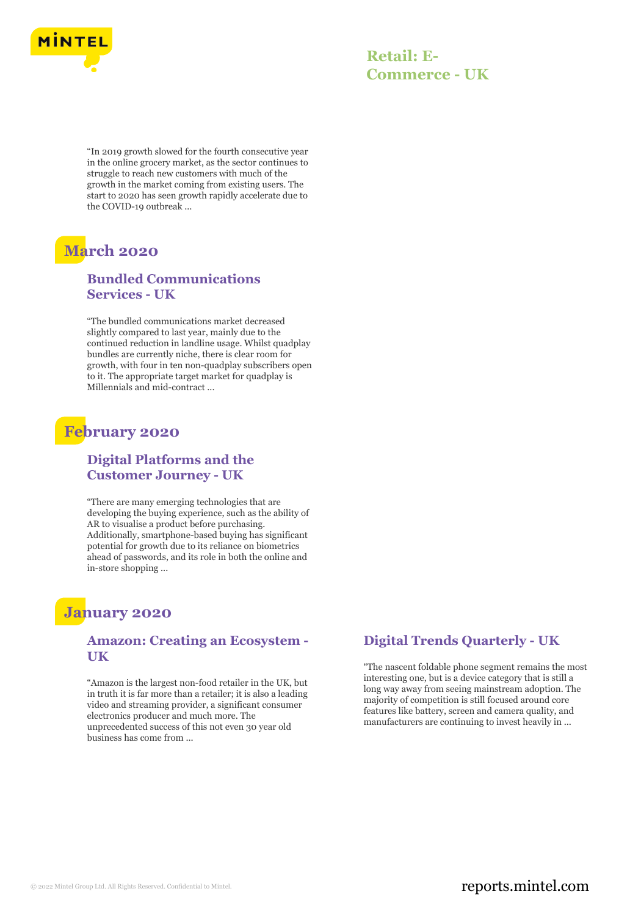## Retail: E-Commerce - UK

"In 2019 growth slowed for the fourth consecutive year in the online grocery market, as the sector continues to struggle to reach new customers with much of the growth in the market coming from existing users. The start to 2020 has seen growth rapidly accelerate due to the COVID-19 outbreak ...

# March 2020

## Bundled Communications Services - UK

"The bundled communications market decreased slightly compared to last year, mainly due to the continued reduction in landline usage. Whilst quadplay bundles are currently niche, there is clear room for growth, with four in ten non-quadplay subscribers open to it. The appropriate target market for quadplay is Millennials and mid-contract ...

# February 2020

## Digital Platforms and the Customer Journey - UK

"There are many emerging technologies that are developing the buying experience, such as the ability of AR to visualise a product before purchasing. Additionally, smartphone-based buying has significant potential for growth due to its reliance on biometrics ahead of passwords, and its role in both the online and in-store shopping ...

# January 2020

## Amazon: Creating an Ecosystem - UK

"Amazon is the largest non-food retailer in the UK, but in truth it is far more than a retailer; it is also a leading video and streaming provider, a significant consumer electronics producer and much more. The unprecedented success of this not even 30 year old business has come from ...

## Digital Trends Quarterly - UK

"The nascent foldable phone segment remains the most interesting one, but is a device category that is still a long way away from seeing mainstream adoption. The majority of competition is still focused around core features like battery, screen and camera quality, and manufacturers are continuing to invest heavily in ...